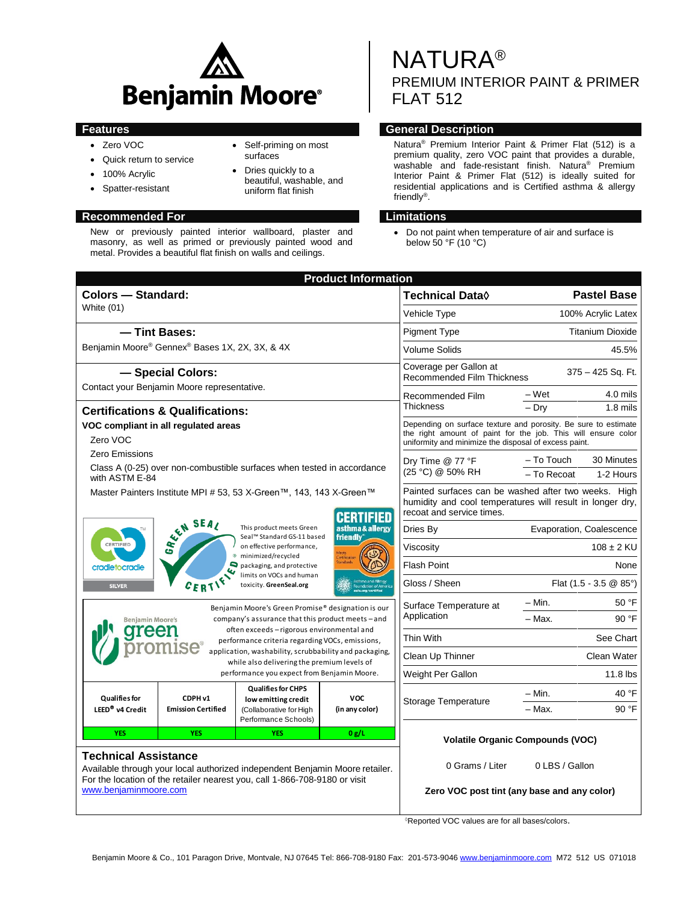# NATURA®

## PREMIUM INTERIOR PAINT & PRIMER FLAT 512

## Features

- Zero VOC
- Quick return to service
- 100% Acrylic
- Spatter-resistant
- Self-priming on most surfaces
- Dries quickly to a beautiful, washable, and uniform flat finish

## General Description

Natura® Premium Interior Paint & Primer Flat (512) is a premium quality, zero VOC paint that provides a durable, washable and fade-resistant finish. Natura® Premium Interior Paint & Primer Flat (512) is ideally suited for residential applications and is Certified asthma & allergy friendly®.

## Recommended For

New or previously painted interior wallboard, plaster and masonry, as well as primed or previously painted wood and metal. Provides a beautiful flat finish on walls and ceilings.

## Limitations

- Do not paint when temperature of air and surface is below 50 °F (10 °C)

## Product Information

### Colors — Standard:

White (01)

### — Tint Bases:

Benjamin Moore® Gennex® Bases 1X, 2X, 3X, & 4X

### — Special Colors:

Contact your Benjamin Moore representative.

### Certifications & Qualifications:

**VOC compliant in all regulated areas**

Zero VOC

Zero Emissions

Class A (0-25) over non-combustible surfaces when tested in accordance with ASTM E-84

Master Painters Institute MPI # 53, 53 X-Green™, 143, 143 X-Green™

This product meets Green Seal™ Standard GS-11 based on effective performance, minimized/recycled packaging, and protective limits on VOCs and human toxicity. GreenSeal.org

Benjamin Moore's Green Promise® designation is our company's assurance that this product meets – and often exceeds – rigorous environmental and performance criteria regarding VOCs, emissions, application, washability, scrubbability and packaging, while also delivering the premium levels of performance you expect from Benjamin Moore.

| Qualifies for LEED® v4 Credit | CDPH v1 Emission Certified | Qualifies for CHPS low emitting credit (Collaborative for High Performance Schools) | VOC (in any color) |
|---|---|---|---|
| YES | YES | YES | 0 g/L |

| Technical Data◊ | | Pastel Base |
|---|---|---|
| Vehicle Type | | 100% Acrylic Latex |
| Pigment Type | | Titanium Dioxide |
| Volume Solids | | 45.5% |
| Coverage per Gallon at Recommended Film Thickness | | 375 – 425 Sq. Ft. |
| Recommended Film Thickness | – Wet | 4.0 mils |
| | – Dry | 1.8 mils |
| Depending on surface texture and porosity. Be sure to estimate the right amount of paint for the job. This will ensure color uniformity and minimize the disposal of excess paint. | | |
| Dry Time @ 77 °F (25 °C) @ 50% RH | – To Touch | 30 Minutes |
| | – To Recoat | 1-2 Hours |
| Painted surfaces can be washed after two weeks. High humidity and cool temperatures will result in longer dry, recoat and service times. | | |
| Dries By | | Evaporation, Coalescence |
| Viscosity | | 108 ± 2 KU |
| Flash Point | | None |
| Gloss / Sheen | | Flat (1.5 - 3.5 @ 85°) |
| Surface Temperature at Application | – Min. | 50 °F |
| | – Max. | 90 °F |
| Thin With | | See Chart |
| Clean Up Thinner | | Clean Water |
| Weight Per Gallon | | 11.8 lbs |
| Storage Temperature | – Min. | 40 °F |
| | – Max. | 90 °F |

**Volatile Organic Compounds (VOC)**

0 Grams / Liter    0 LBS / Gallon

**Zero VOC post tint (any base and any color)**

◊Reported VOC values are for all bases/colors.

### Technical Assistance

Available through your local authorized independent Benjamin Moore retailer. For the location of the retailer nearest you, call 1-866-708-9180 or visit www.benjaminmoore.com

Benjamin Moore & Co., 101 Paragon Drive, Montvale, NJ 07645 Tel: 866-708-9180 Fax: 201-573-9046 www.benjaminmoore.com M72 512 US 071018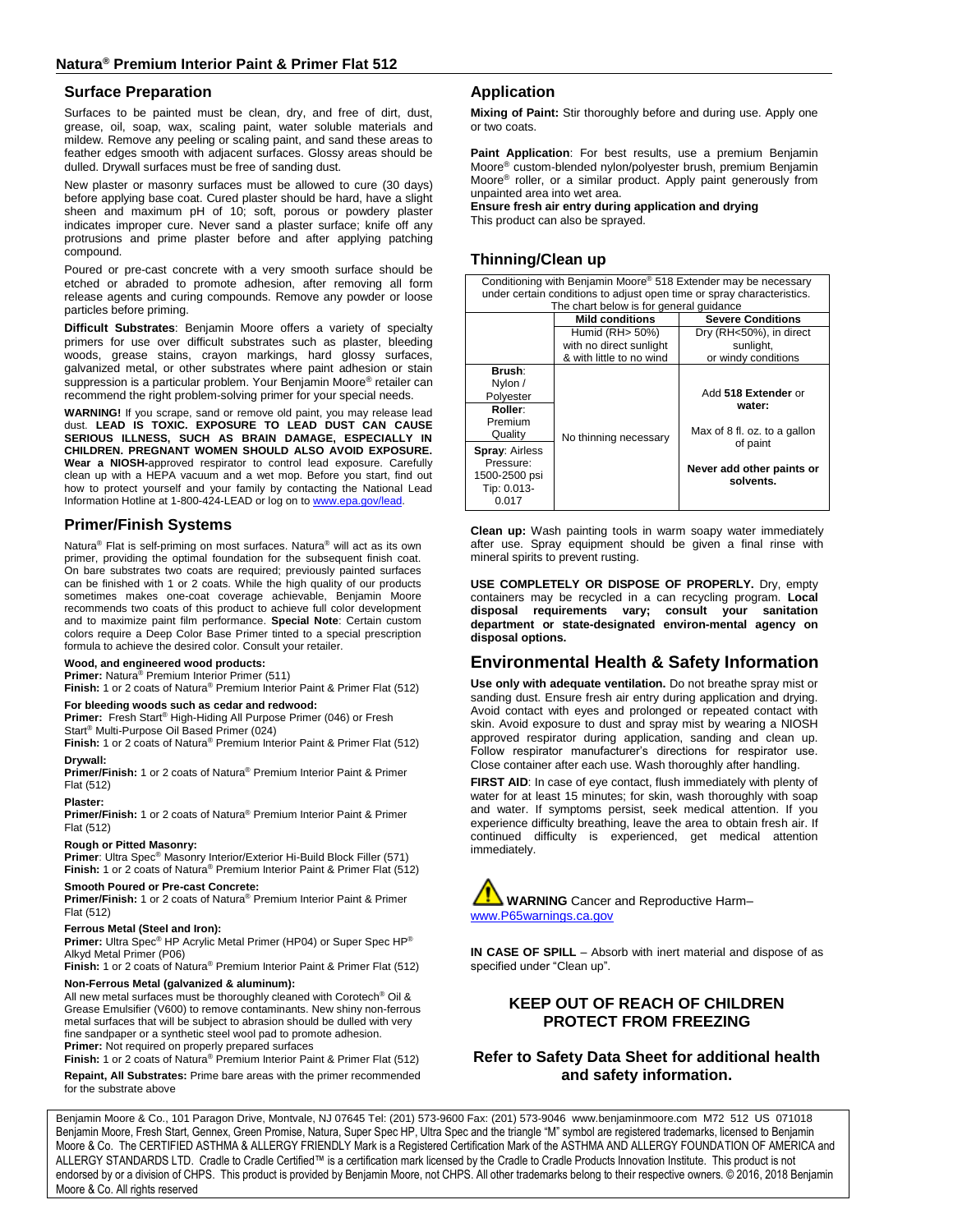# Natura® Premium Interior Paint & Primer Flat 512

## Surface Preparation

Surfaces to be painted must be clean, dry, and free of dirt, dust, grease, oil, soap, wax, scaling paint, water soluble materials and mildew. Remove any peeling or scaling paint, and sand these areas to feather edges smooth with adjacent surfaces. Glossy areas should be dulled. Drywall surfaces must be free of sanding dust.

New plaster or masonry surfaces must be allowed to cure (30 days) before applying base coat. Cured plaster should be hard, have a slight sheen and maximum pH of 10; soft, porous or powdery plaster indicates improper cure. Never sand a plaster surface; knife off any protrusions and prime plaster before and after applying patching compound.

Poured or pre-cast concrete with a very smooth surface should be etched or abraded to promote adhesion, after removing all form release agents and curing compounds. Remove any powder or loose particles before priming.

**Difficult Substrates**: Benjamin Moore offers a variety of specialty primers for use over difficult substrates such as plaster, bleeding woods, grease stains, crayon markings, hard glossy surfaces, galvanized metal, or other substrates where paint adhesion or stain suppression is a particular problem. Your Benjamin Moore® retailer can recommend the right problem-solving primer for your special needs.

**WARNING!** If you scrape, sand or remove old paint, you may release lead dust. **LEAD IS TOXIC. EXPOSURE TO LEAD DUST CAN CAUSE SERIOUS ILLNESS, SUCH AS BRAIN DAMAGE, ESPECIALLY IN CHILDREN. PREGNANT WOMEN SHOULD ALSO AVOID EXPOSURE. Wear a NIOSH-**approved respirator to control lead exposure. Carefully clean up with a HEPA vacuum and a wet mop. Before you start, find out how to protect yourself and your family by contacting the National Lead Information Hotline at 1-800-424-LEAD or log on to www.epa.gov/lead.

## Primer/Finish Systems

Natura® Flat is self-priming on most surfaces. Natura® will act as its own primer, providing the optimal foundation for the subsequent finish coat. On bare substrates two coats are required; previously painted surfaces can be finished with 1 or 2 coats. While the high quality of our products sometimes makes one-coat coverage achievable, Benjamin Moore recommends two coats of this product to achieve full color development and to maximize paint film performance. **Special Note**: Certain custom colors require a Deep Color Base Primer tinted to a special prescription formula to achieve the desired color. Consult your retailer.

**Wood, and engineered wood products:**
**Primer:** Natura® Premium Interior Primer (511)
**Finish:** 1 or 2 coats of Natura® Premium Interior Paint & Primer Flat (512)

**For bleeding woods such as cedar and redwood:**
**Primer:** Fresh Start® High-Hiding All Purpose Primer (046) or Fresh Start® Multi-Purpose Oil Based Primer (024)
**Finish:** 1 or 2 coats of Natura® Premium Interior Paint & Primer Flat (512)

**Drywall:**
**Primer/Finish:** 1 or 2 coats of Natura® Premium Interior Paint & Primer Flat (512)

**Plaster:**
**Primer/Finish:** 1 or 2 coats of Natura® Premium Interior Paint & Primer Flat (512)

**Rough or Pitted Masonry:**
**Primer**: Ultra Spec® Masonry Interior/Exterior Hi-Build Block Filler (571)
**Finish:** 1 or 2 coats of Natura® Premium Interior Paint & Primer Flat (512)

**Smooth Poured or Pre-cast Concrete:**
**Primer/Finish:** 1 or 2 coats of Natura® Premium Interior Paint & Primer Flat (512)

**Ferrous Metal (Steel and Iron):**
**Primer:** Ultra Spec® HP Acrylic Metal Primer (HP04) or Super Spec HP® Alkyd Metal Primer (P06)
**Finish:** 1 or 2 coats of Natura® Premium Interior Paint & Primer Flat (512)

**Non-Ferrous Metal (galvanized & aluminum):**
All new metal surfaces must be thoroughly cleaned with Corotech® Oil & Grease Emulsifier (V600) to remove contaminants. New shiny non-ferrous metal surfaces that will be subject to abrasion should be dulled with very fine sandpaper or a synthetic steel wool pad to promote adhesion.
**Primer:** Not required on properly prepared surfaces
**Finish:** 1 or 2 coats of Natura® Premium Interior Paint & Primer Flat (512)

**Repaint, All Substrates:** Prime bare areas with the primer recommended for the substrate above

## Application

**Mixing of Paint:** Stir thoroughly before and during use. Apply one or two coats.

**Paint Application**: For best results, use a premium Benjamin Moore® custom-blended nylon/polyester brush, premium Benjamin Moore® roller, or a similar product. Apply paint generously from unpainted area into wet area.
**Ensure fresh air entry during application and drying**
This product can also be sprayed.

## Thinning/Clean up

Conditioning with Benjamin Moore® 518 Extender may be necessary under certain conditions to adjust open time or spray characteristics. The chart below is for general guidance

| | **Mild conditions** | **Severe Conditions** |
|---|---|---|
| | Humid (RH> 50%) with no direct sunlight & with little to no wind | Dry (RH<50%), in direct sunlight, or windy conditions |
| **Brush**: Nylon / Polyester | No thinning necessary | Add **518 Extender** or **water:** Max of 8 fl. oz. to a gallon of paint **Never add other paints or solvents.** |
| **Roller**: Premium Quality | | |
| **Spray**: Airless Pressure: 1500-2500 psi Tip: 0.013-0.017 | | |

**Clean up:** Wash painting tools in warm soapy water immediately after use. Spray equipment should be given a final rinse with mineral spirits to prevent rusting.

**USE COMPLETELY OR DISPOSE OF PROPERLY.** Dry, empty containers may be recycled in a can recycling program. **Local disposal requirements vary; consult your sanitation department or state-designated environ-mental agency on disposal options.**

## Environmental Health & Safety Information

**Use only with adequate ventilation.** Do not breathe spray mist or sanding dust. Ensure fresh air entry during application and drying. Avoid contact with eyes and prolonged or repeated contact with skin. Avoid exposure to dust and spray mist by wearing a NIOSH approved respirator during application, sanding and clean up. Follow respirator manufacturer's directions for respirator use. Close container after each use. Wash thoroughly after handling.

**FIRST AID**: In case of eye contact, flush immediately with plenty of water for at least 15 minutes; for skin, wash thoroughly with soap and water. If symptoms persist, seek medical attention. If you experience difficulty breathing, leave the area to obtain fresh air. If continued difficulty is experienced, get medical attention immediately.

**WARNING** Cancer and Reproductive Harm– www.P65warnings.ca.gov

**IN CASE OF SPILL** – Absorb with inert material and dispose of as specified under "Clean up".

**KEEP OUT OF REACH OF CHILDREN**
**PROTECT FROM FREEZING**

**Refer to Safety Data Sheet for additional health and safety information.**

Benjamin Moore & Co., 101 Paragon Drive, Montvale, NJ 07645 Tel: (201) 573-9600 Fax: (201) 573-9046 www.benjaminmoore.com M72 512 US 071018 Benjamin Moore, Fresh Start, Gennex, Green Promise, Natura, Super Spec HP, Ultra Spec and the triangle "M" symbol are registered trademarks, licensed to Benjamin Moore & Co. The CERTIFIED ASTHMA & ALLERGY FRIENDLY Mark is a Registered Certification Mark of the ASTHMA AND ALLERGY FOUNDATION OF AMERICA and ALLERGY STANDARDS LTD. Cradle to Cradle Certified™ is a certification mark licensed by the Cradle to Cradle Products Innovation Institute. This product is not endorsed by or a division of CHPS. This product is provided by Benjamin Moore, not CHPS. All other trademarks belong to their respective owners. © 2016, 2018 Benjamin Moore & Co. All rights reserved